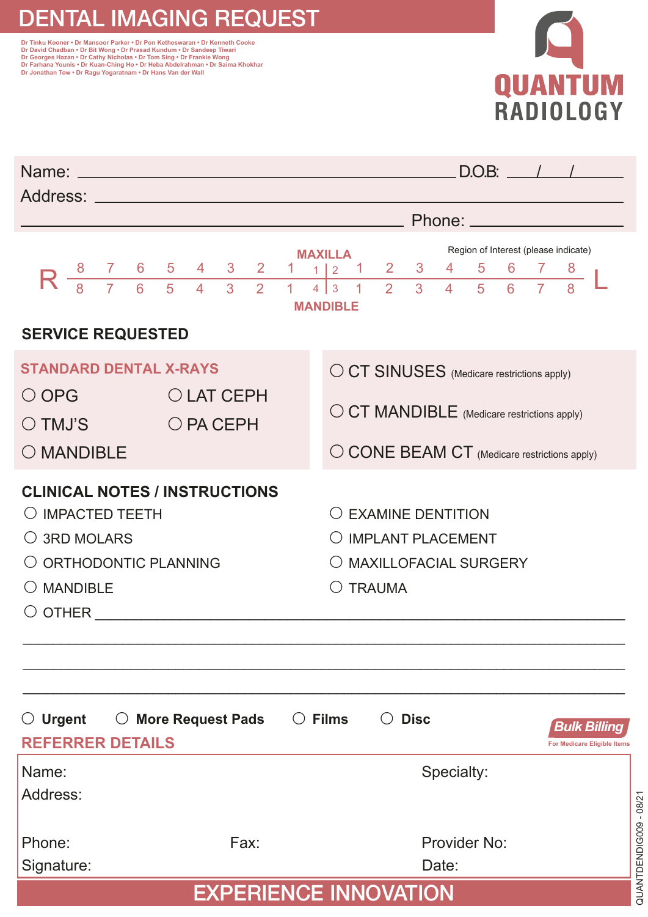# DENTAL IMAGING REQUEST

Dr Tinku Kooner • Dr Mansoor Parker • Dr Pon Ketheswaran • Dr Kenneth Cooke
Dr David Chadban • Dr Bit Wong • Dr Prasad Kundum • Dr Sandeep Tiwari
Dr Georges Hazan • Dr Cathy Nicholas • Dr Tom Sing • Dr Frankie Wong
Dr Farhana Younis • Dr Kuan-Ching Ho • Dr Heba Abdelrahman • Dr Saima Khokhar
Dr Jonathan Tow • Dr Ragu Yogaratnam • Dr Hans Van der Wall

**QUANTUM RADIOLOGY**

Name: ______________________ D.O.B: ___/___/___

Address: ______________________

______________________ Phone: ______________

Region of Interest (please indicate)

| | | | | | | | | | MAXILLA | | | | | | | | | |
|---|---|---|---|---|---|---|---|---|---|---|---|---|---|---|---|---|---|---|
| R | 8 | 7 | 6 | 5 | 4 | 3 | 2 | 1 | 1 \| 2 | 1 | 2 | 3 | 4 | 5 | 6 | 7 | 8 | L |
| | 8 | 7 | 6 | 5 | 4 | 3 | 2 | 1 | 4 \| 3 | 1 | 2 | 3 | 4 | 5 | 6 | 7 | 8 | |
| | | | | | | | | | MANDIBLE | | | | | | | | | |

## SERVICE REQUESTED

### STANDARD DENTAL X-RAYS

- ○ OPG
- ○ LAT CEPH
- ○ TMJ'S
- ○ PA CEPH
- ○ MANDIBLE

- ○ CT SINUSES (Medicare restrictions apply)
- ○ CT MANDIBLE (Medicare restrictions apply)
- ○ CONE BEAM CT (Medicare restrictions apply)

## CLINICAL NOTES / INSTRUCTIONS

- ○ IMPACTED TEETH
- ○ 3RD MOLARS
- ○ ORTHODONTIC PLANNING
- ○ MANDIBLE
- ○ EXAMINE DENTITION
- ○ IMPLANT PLACEMENT
- ○ MAXILLOFACIAL SURGERY
- ○ TRAUMA
- ○ OTHER ______________________

______________________

______________________

______________________

○ **Urgent** ○ **More Request Pads** ○ **Films** ○ **Disc**

**Bulk Billing**
For Medicare Eligible Items

## REFERRER DETAILS

Name: Specialty:

Address:

Phone: Fax: Provider No:

Signature: Date:

EXPERIENCE INNOVATION

QUANTDENDIG009 - 08/21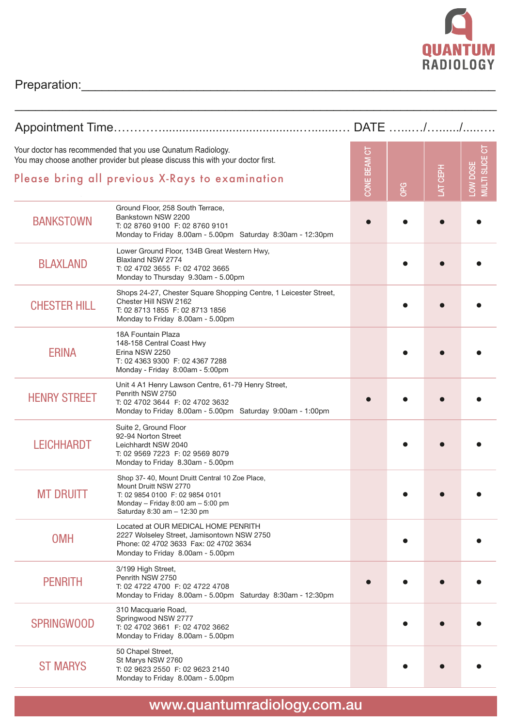QUANTUM RADIOLOGY

Preparation:___________________________________________________________

_______________________________________________________________________

Appointment Time…………...................................................…..........… DATE ….…../…....../…...…

Your doctor has recommended that you use Qunatum Radiology.
You may choose another provider but please discuss this with your doctor first.

Please bring all previous X-Rays to examination

| | | CONE BEAM CT | OPG | LAT CEPH | LOW DOSE MULTI SLICE CT |
|---|---|---|---|---|---|
| BANKSTOWN | Ground Floor, 258 South Terrace, Bankstown NSW 2200 T: 02 8760 9100 F: 02 8760 9101 Monday to Friday 8.00am - 5.00pm Saturday 8:30am - 12:30pm | ● | ● | ● | ● |
| BLAXLAND | Lower Ground Floor, 134B Great Western Hwy, Blaxland NSW 2774 T: 02 4702 3655 F: 02 4702 3665 Monday to Thursday 9.30am - 5.00pm | | ● | ● | ● |
| CHESTER HILL | Shops 24-27, Chester Square Shopping Centre, 1 Leicester Street, Chester Hill NSW 2162 T: 02 8713 1855 F: 02 8713 1856 Monday to Friday 8.00am - 5.00pm | | ● | ● | ● |
| ERINA | 18A Fountain Plaza 148-158 Central Coast Hwy Erina NSW 2250 T: 02 4363 9300 F: 02 4367 7288 Monday - Friday 8:00am - 5:00pm | | ● | ● | ● |
| HENRY STREET | Unit 4 A1 Henry Lawson Centre, 61-79 Henry Street, Penrith NSW 2750 T: 02 4702 3644 F: 02 4702 3632 Monday to Friday 8.00am - 5.00pm Saturday 9:00am - 1:00pm | ● | ● | ● | ● |
| LEICHHARDT | Suite 2, Ground Floor 92-94 Norton Street Leichhardt NSW 2040 T: 02 9569 7223 F: 02 9569 8079 Monday to Friday 8.30am - 5.00pm | | ● | ● | ● |
| MT DRUITT | Shop 37- 40, Mount Druitt Central 10 Zoe Place, Mount Druitt NSW 2770 T: 02 9854 0100 F: 02 9854 0101 Monday – Friday 8:00 am – 5:00 pm Saturday 8:30 am – 12:30 pm | | ● | ● | ● |
| OMH | Located at OUR MEDICAL HOME PENRITH 2227 Wolseley Street, Jamisontown NSW 2750 Phone: 02 4702 3633 Fax: 02 4702 3634 Monday to Friday 8.00am - 5.00pm | | ● | | ● |
| PENRITH | 3/199 High Street, Penrith NSW 2750 T: 02 4722 4700 F: 02 4722 4708 Monday to Friday 8.00am - 5.00pm Saturday 8:30am - 12:30pm | ● | ● | ● | ● |
| SPRINGWOOD | 310 Macquarie Road, Springwood NSW 2777 T: 02 4702 3661 F: 02 4702 3662 Monday to Friday 8.00am - 5.00pm | | ● | ● | ● |
| ST MARYS | 50 Chapel Street, St Marys NSW 2760 T: 02 9623 2550 F: 02 9623 2140 Monday to Friday 8.00am - 5.00pm | | ● | ● | ● |

www.quantumradiology.com.au